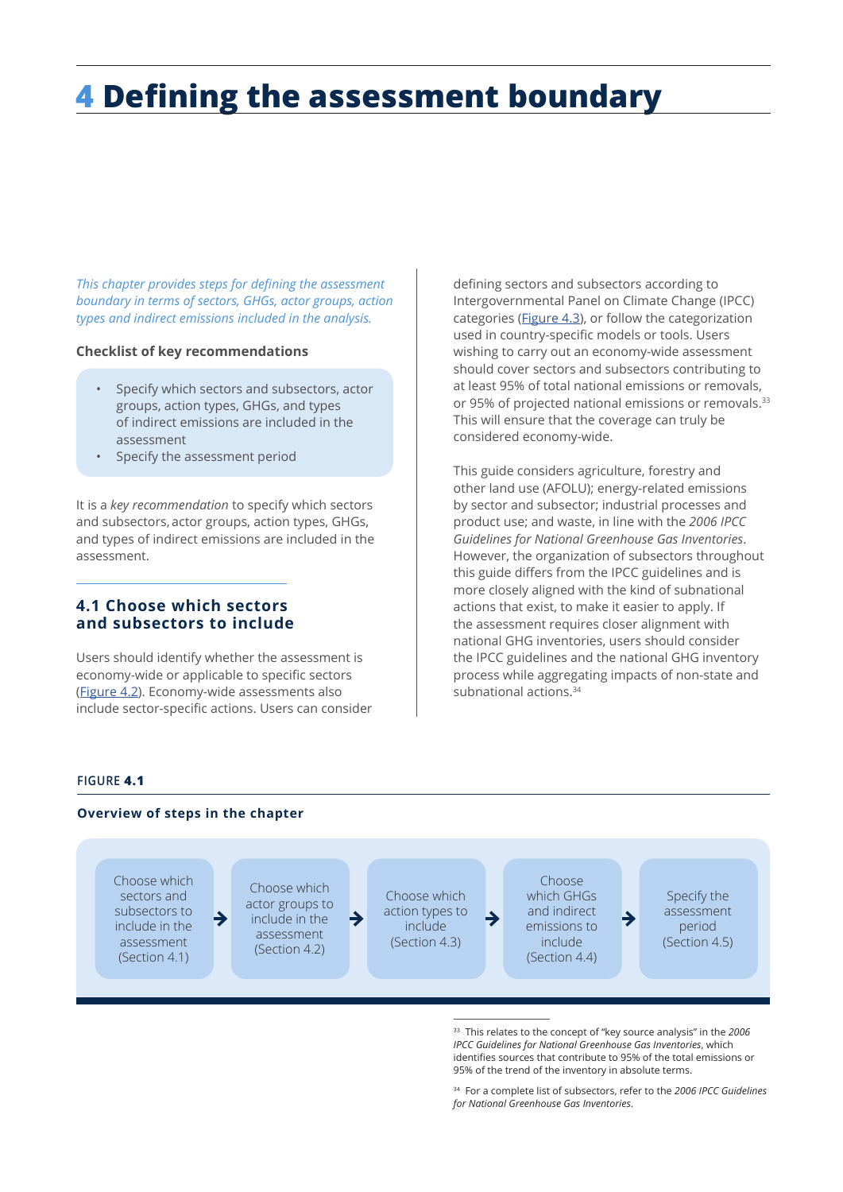# 4 Defining the assessment boundary

*This chapter provides steps for defining the assessment boundary in terms of sectors, GHGs, actor groups, action types and indirect emissions included in the analysis.*

**Checklist of key recommendations**

- Specify which sectors and subsectors, actor groups, action types, GHGs, and types of indirect emissions are included in the assessment
- Specify the assessment period

It is a *key recommendation* to specify which sectors and subsectors, actor groups, action types, GHGs, and types of indirect emissions are included in the assessment.

## 4.1 Choose which sectors and subsectors to include

Users should identify whether the assessment is economy-wide or applicable to specific sectors (Figure 4.2). Economy-wide assessments also include sector-specific actions. Users can consider defining sectors and subsectors according to Intergovernmental Panel on Climate Change (IPCC) categories (Figure 4.3), or follow the categorization used in country-specific models or tools. Users wishing to carry out an economy-wide assessment should cover sectors and subsectors contributing to at least 95% of total national emissions or removals, or 95% of projected national emissions or removals.[33] This will ensure that the coverage can truly be considered economy-wide.

This guide considers agriculture, forestry and other land use (AFOLU); energy-related emissions by sector and subsector; industrial processes and product use; and waste, in line with the *2006 IPCC Guidelines for National Greenhouse Gas Inventories*. However, the organization of subsectors throughout this guide differs from the IPCC guidelines and is more closely aligned with the kind of subnational actions that exist, to make it easier to apply. If the assessment requires closer alignment with national GHG inventories, users should consider the IPCC guidelines and the national GHG inventory process while aggregating impacts of non-state and subnational actions.[34]

**FIGURE 4.1**

**Overview of steps in the chapter**

Choose which sectors and subsectors to include in the assessment (Section 4.1) → Choose which actor groups to include in the assessment (Section 4.2) → Choose which action types to include (Section 4.3) → Choose which GHGs and indirect emissions to include (Section 4.4) → Specify the assessment period (Section 4.5)

[33] This relates to the concept of "key source analysis" in the *2006 IPCC Guidelines for National Greenhouse Gas Inventories*, which identifies sources that contribute to 95% of the total emissions or 95% of the trend of the inventory in absolute terms.

[34] For a complete list of subsectors, refer to the *2006 IPCC Guidelines for National Greenhouse Gas Inventories*.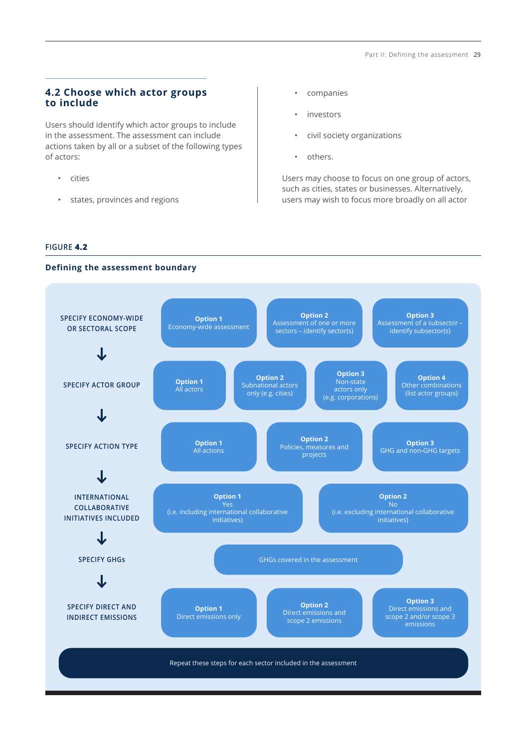## 4.2 Choose which actor groups to include

Users should identify which actor groups to include in the assessment. The assessment can include actions taken by all or a subset of the following types of actors:

- cities
- states, provinces and regions
- companies
- investors
- civil society organizations
- others.

Users may choose to focus on one group of actors, such as cities, states or businesses. Alternatively, users may wish to focus more broadly on all actor

FIGURE **4.2**

**Defining the assessment boundary**

| Step | Options | | | |
|---|---|---|---|---|
| SPECIFY ECONOMY-WIDE OR SECTORAL SCOPE | **Option 1** Economy-wide assessment | **Option 2** Assessment of one or more sectors – identify sector(s) | **Option 3** Assessment of a subsector – identify subsector(s) | |
| SPECIFY ACTOR GROUP | **Option 1** All actors | **Option 2** Subnational actors only (e.g. cities) | **Option 3** Non-state actors only (e.g. corporations) | **Option 4** Other combinations (list actor groups) |
| SPECIFY ACTION TYPE | **Option 1** All actions | **Option 2** Policies, measures and projects | **Option 3** GHG and non-GHG targets | |
| INTERNATIONAL COLLABORATIVE INITIATIVES INCLUDED | **Option 1** Yes (i.e. including international collaborative initiatives) | **Option 2** No (i.e. excluding international collaborative initiatives) | | |
| SPECIFY GHGs | GHGs covered in the assessment | | | |
| SPECIFY DIRECT AND INDIRECT EMISSIONS | **Option 1** Direct emissions only | **Option 2** Direct emissions and scope 2 emissions | **Option 3** Direct emissions and scope 2 and/or scope 3 emissions | |

Repeat these steps for each sector included in the assessment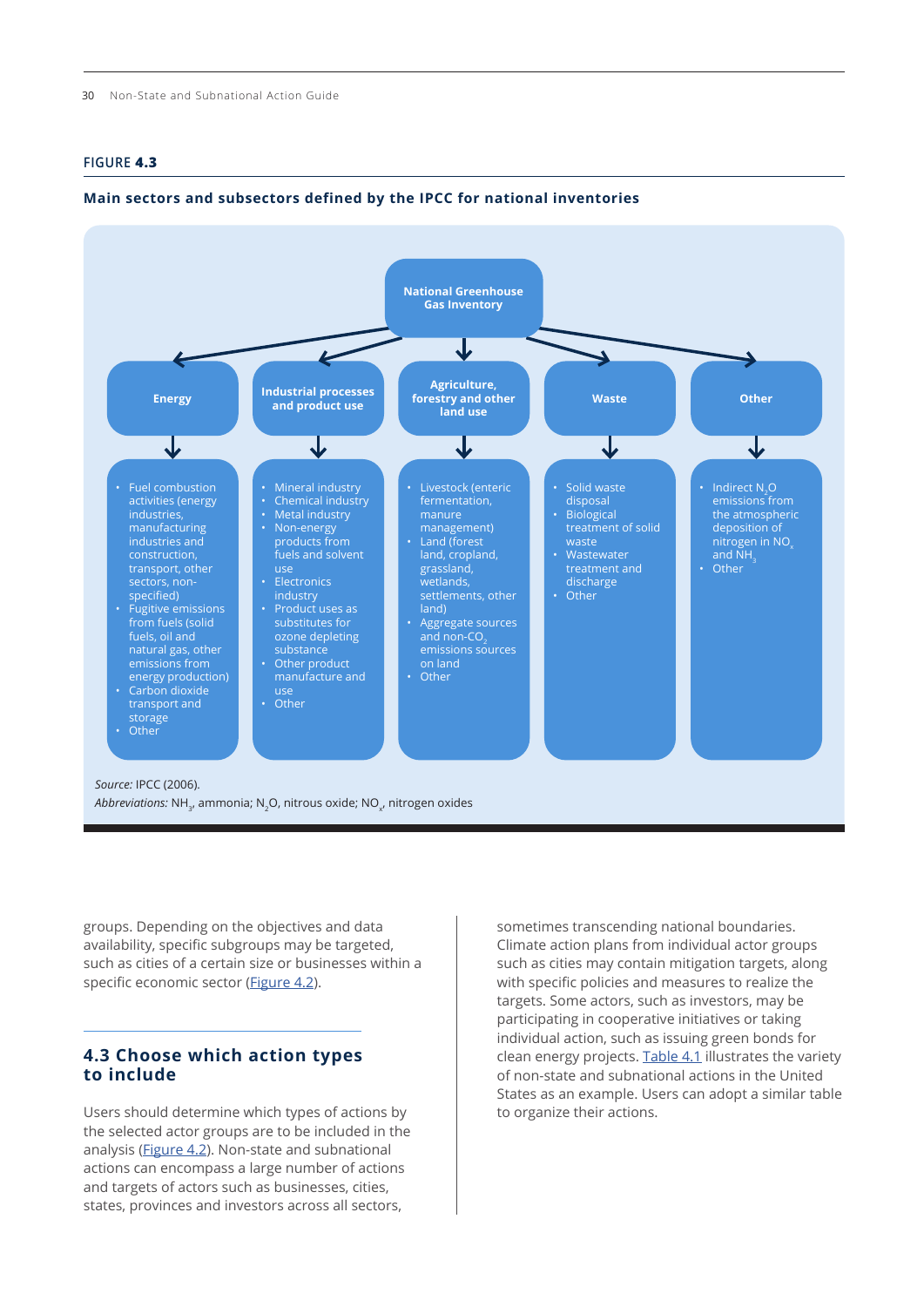FIGURE **4.3**

**Main sectors and subsectors defined by the IPCC for national inventories**

**National Greenhouse Gas Inventory**

**Energy**

- Fuel combustion activities (energy industries, manufacturing industries and construction, transport, other sectors, non-specified)
- Fugitive emissions from fuels (solid fuels, oil and natural gas, other emissions from energy production)
- Carbon dioxide transport and storage
- Other

**Industrial processes and product use**

- Mineral industry
- Chemical industry
- Metal industry
- Non-energy products from fuels and solvent use
- Electronics industry
- Product uses as substitutes for ozone depleting substance
- Other product manufacture and use
- Other

**Agriculture, forestry and other land use**

- Livestock (enteric fermentation, manure management)
- Land (forest land, cropland, grassland, wetlands, settlements, other land)
- Aggregate sources and non-$CO_2$ emissions sources on land
- Other

**Waste**

- Solid waste disposal
- Biological treatment of solid waste
- Wastewater treatment and discharge
- Other

**Other**

- Indirect $N_2O$ emissions from the atmospheric deposition of nitrogen in $NO_x$ and $NH_3$
- Other

*Source:* IPCC (2006).
*Abbreviations:* $NH_3$, ammonia; $N_2O$, nitrous oxide; $NO_x$, nitrogen oxides

groups. Depending on the objectives and data availability, specific subgroups may be targeted, such as cities of a certain size or businesses within a specific economic sector (Figure 4.2).

## 4.3 Choose which action types to include

Users should determine which types of actions by the selected actor groups are to be included in the analysis (Figure 4.2). Non-state and subnational actions can encompass a large number of actions and targets of actors such as businesses, cities, states, provinces and investors across all sectors, sometimes transcending national boundaries. Climate action plans from individual actor groups such as cities may contain mitigation targets, along with specific policies and measures to realize the targets. Some actors, such as investors, may be participating in cooperative initiatives or taking individual action, such as issuing green bonds for clean energy projects. Table 4.1 illustrates the variety of non-state and subnational actions in the United States as an example. Users can adopt a similar table to organize their actions.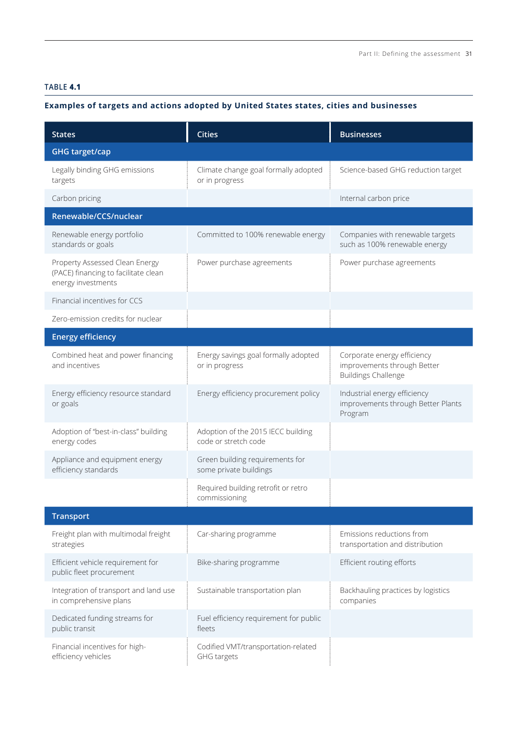**TABLE 4.1**

**Examples of targets and actions adopted by United States states, cities and businesses**

| States | Cities | Businesses |
|---|---|---|
| **GHG target/cap** | | |
| Legally binding GHG emissions targets | Climate change goal formally adopted or in progress | Science-based GHG reduction target |
| Carbon pricing | | Internal carbon price |
| **Renewable/CCS/nuclear** | | |
| Renewable energy portfolio standards or goals | Committed to 100% renewable energy | Companies with renewable targets such as 100% renewable energy |
| Property Assessed Clean Energy (PACE) financing to facilitate clean energy investments | Power purchase agreements | Power purchase agreements |
| Financial incentives for CCS | | |
| Zero-emission credits for nuclear | | |
| **Energy efficiency** | | |
| Combined heat and power financing and incentives | Energy savings goal formally adopted or in progress | Corporate energy efficiency improvements through Better Buildings Challenge |
| Energy efficiency resource standard or goals | Energy efficiency procurement policy | Industrial energy efficiency improvements through Better Plants Program |
| Adoption of "best-in-class" building energy codes | Adoption of the 2015 IECC building code or stretch code | |
| Appliance and equipment energy efficiency standards | Green building requirements for some private buildings | |
| | Required building retrofit or retro commissioning | |
| **Transport** | | |
| Freight plan with multimodal freight strategies | Car-sharing programme | Emissions reductions from transportation and distribution |
| Efficient vehicle requirement for public fleet procurement | Bike-sharing programme | Efficient routing efforts |
| Integration of transport and land use in comprehensive plans | Sustainable transportation plan | Backhauling practices by logistics companies |
| Dedicated funding streams for public transit | Fuel efficiency requirement for public fleets | |
| Financial incentives for high-efficiency vehicles | Codified VMT/transportation-related GHG targets | |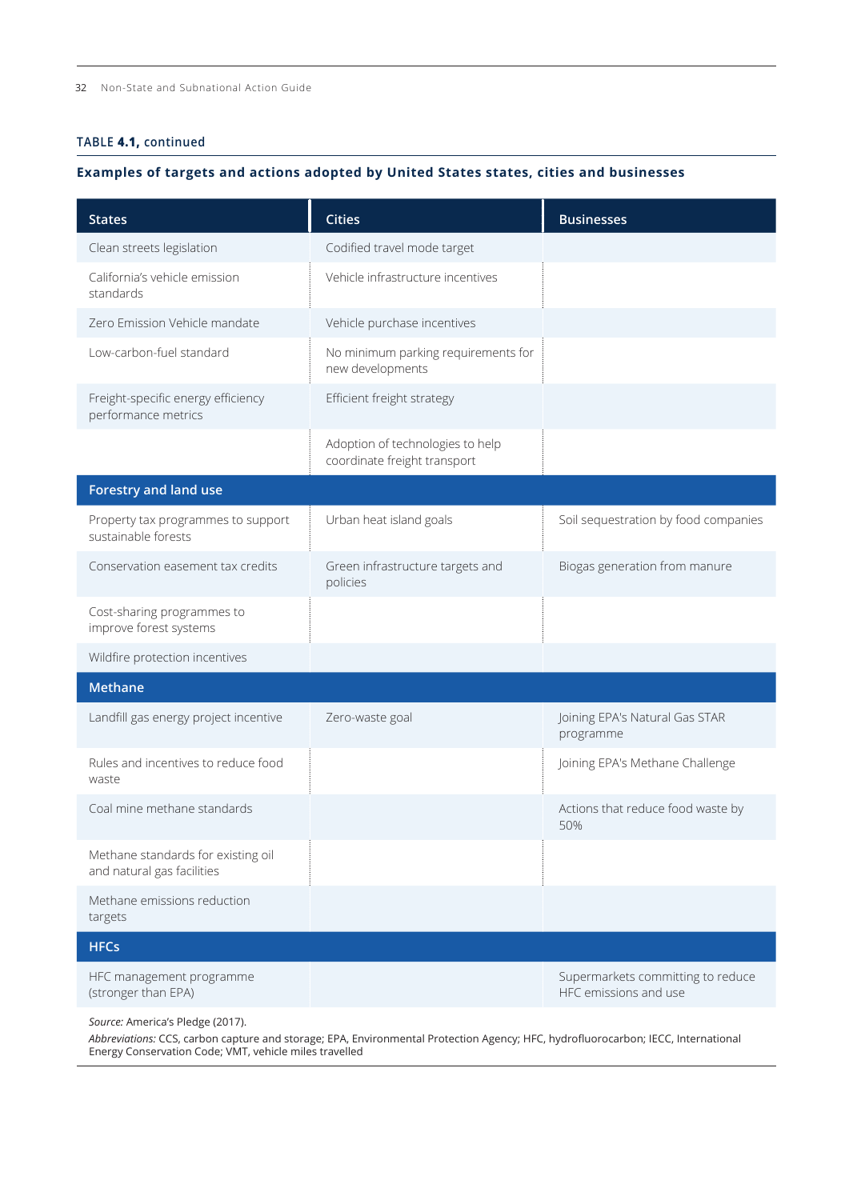**TABLE 4.1, continued**

**Examples of targets and actions adopted by United States states, cities and businesses**

| States | Cities | Businesses |
|---|---|---|
| Clean streets legislation | Codified travel mode target | |
| California's vehicle emission standards | Vehicle infrastructure incentives | |
| Zero Emission Vehicle mandate | Vehicle purchase incentives | |
| Low-carbon-fuel standard | No minimum parking requirements for new developments | |
| Freight-specific energy efficiency performance metrics | Efficient freight strategy | |
| | Adoption of technologies to help coordinate freight transport | |
| **Forestry and land use** | | |
| Property tax programmes to support sustainable forests | Urban heat island goals | Soil sequestration by food companies |
| Conservation easement tax credits | Green infrastructure targets and policies | Biogas generation from manure |
| Cost-sharing programmes to improve forest systems | | |
| Wildfire protection incentives | | |
| **Methane** | | |
| Landfill gas energy project incentive | Zero-waste goal | Joining EPA's Natural Gas STAR programme |
| Rules and incentives to reduce food waste | | Joining EPA's Methane Challenge |
| Coal mine methane standards | | Actions that reduce food waste by 50% |
| Methane standards for existing oil and natural gas facilities | | |
| Methane emissions reduction targets | | |
| **HFCs** | | |
| HFC management programme (stronger than EPA) | | Supermarkets committing to reduce HFC emissions and use |

*Source:* America's Pledge (2017).

*Abbreviations:* CCS, carbon capture and storage; EPA, Environmental Protection Agency; HFC, hydrofluorocarbon; IECC, International Energy Conservation Code; VMT, vehicle miles travelled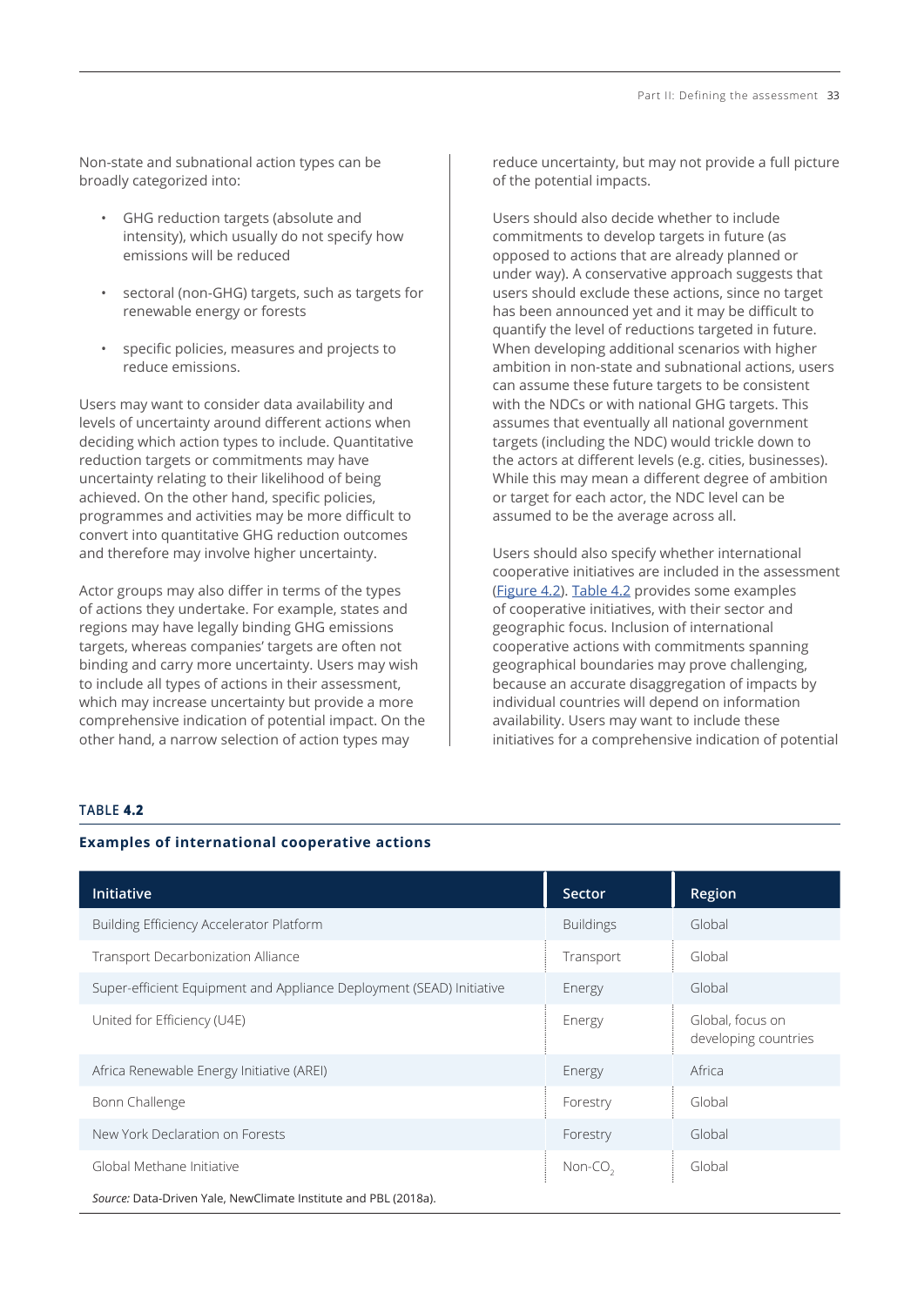Non-state and subnational action types can be broadly categorized into:

- GHG reduction targets (absolute and intensity), which usually do not specify how emissions will be reduced
- sectoral (non-GHG) targets, such as targets for renewable energy or forests
- specific policies, measures and projects to reduce emissions.

Users may want to consider data availability and levels of uncertainty around different actions when deciding which action types to include. Quantitative reduction targets or commitments may have uncertainty relating to their likelihood of being achieved. On the other hand, specific policies, programmes and activities may be more difficult to convert into quantitative GHG reduction outcomes and therefore may involve higher uncertainty.

Actor groups may also differ in terms of the types of actions they undertake. For example, states and regions may have legally binding GHG emissions targets, whereas companies' targets are often not binding and carry more uncertainty. Users may wish to include all types of actions in their assessment, which may increase uncertainty but provide a more comprehensive indication of potential impact. On the other hand, a narrow selection of action types may reduce uncertainty, but may not provide a full picture of the potential impacts.

Users should also decide whether to include commitments to develop targets in future (as opposed to actions that are already planned or under way). A conservative approach suggests that users should exclude these actions, since no target has been announced yet and it may be difficult to quantify the level of reductions targeted in future. When developing additional scenarios with higher ambition in non-state and subnational actions, users can assume these future targets to be consistent with the NDCs or with national GHG targets. This assumes that eventually all national government targets (including the NDC) would trickle down to the actors at different levels (e.g. cities, businesses). While this may mean a different degree of ambition or target for each actor, the NDC level can be assumed to be the average across all.

Users should also specify whether international cooperative initiatives are included in the assessment (Figure 4.2). Table 4.2 provides some examples of cooperative initiatives, with their sector and geographic focus. Inclusion of international cooperative actions with commitments spanning geographical boundaries may prove challenging, because an accurate disaggregation of impacts by individual countries will depend on information availability. Users may want to include these initiatives for a comprehensive indication of potential

**TABLE 4.2**

**Examples of international cooperative actions**

| Initiative | Sector | Region |
|---|---|---|
| Building Efficiency Accelerator Platform | Buildings | Global |
| Transport Decarbonization Alliance | Transport | Global |
| Super-efficient Equipment and Appliance Deployment (SEAD) Initiative | Energy | Global |
| United for Efficiency (U4E) | Energy | Global, focus on developing countries |
| Africa Renewable Energy Initiative (AREI) | Energy | Africa |
| Bonn Challenge | Forestry | Global |
| New York Declaration on Forests | Forestry | Global |
| Global Methane Initiative | Non-$CO_2$ | Global |

*Source:* Data-Driven Yale, NewClimate Institute and PBL (2018a).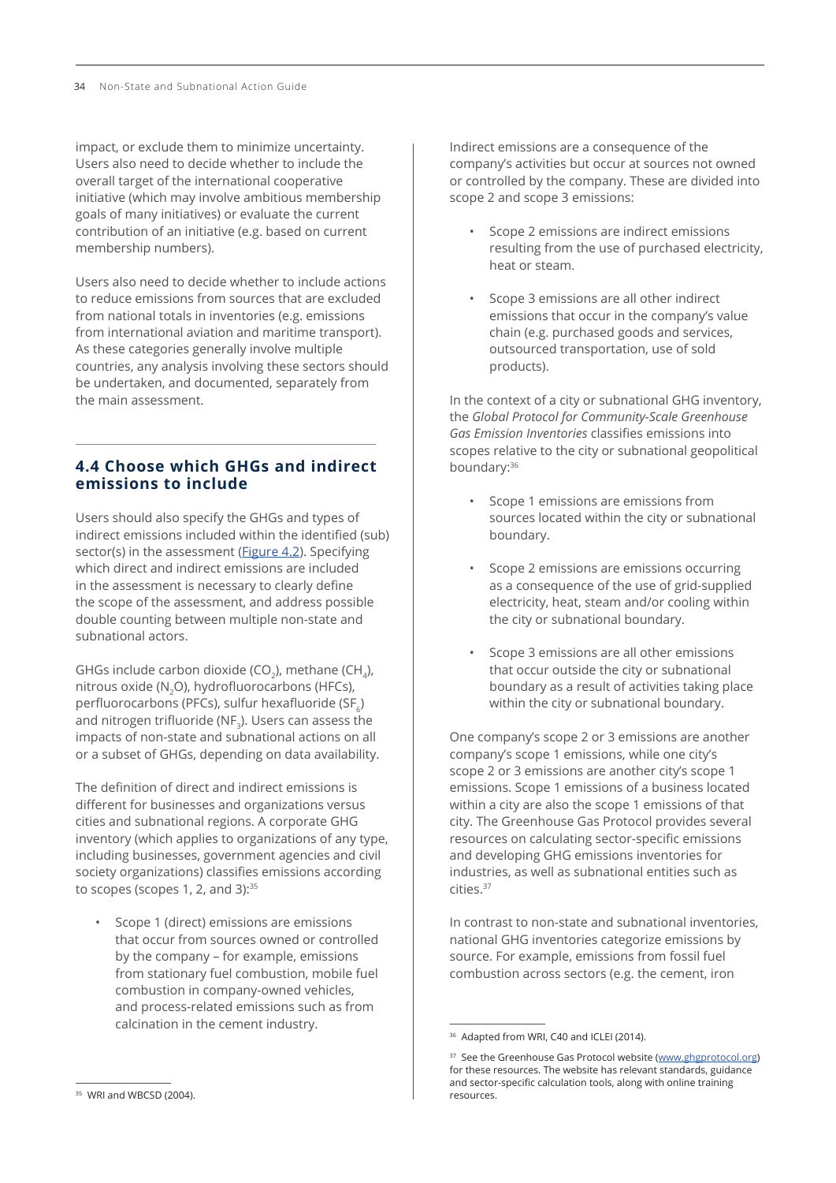impact, or exclude them to minimize uncertainty. Users also need to decide whether to include the overall target of the international cooperative initiative (which may involve ambitious membership goals of many initiatives) or evaluate the current contribution of an initiative (e.g. based on current membership numbers).

Users also need to decide whether to include actions to reduce emissions from sources that are excluded from national totals in inventories (e.g. emissions from international aviation and maritime transport). As these categories generally involve multiple countries, any analysis involving these sectors should be undertaken, and documented, separately from the main assessment.

## 4.4 Choose which GHGs and indirect emissions to include

Users should also specify the GHGs and types of indirect emissions included within the identified (sub) sector(s) in the assessment (Figure 4.2). Specifying which direct and indirect emissions are included in the assessment is necessary to clearly define the scope of the assessment, and address possible double counting between multiple non-state and subnational actors.

GHGs include carbon dioxide ($CO_2$), methane ($CH_4$), nitrous oxide ($N_2O$), hydrofluorocarbons (HFCs), perfluorocarbons (PFCs), sulfur hexafluoride ($SF_6$) and nitrogen trifluoride ($NF_3$). Users can assess the impacts of non-state and subnational actions on all or a subset of GHGs, depending on data availability.

The definition of direct and indirect emissions is different for businesses and organizations versus cities and subnational regions. A corporate GHG inventory (which applies to organizations of any type, including businesses, government agencies and civil society organizations) classifies emissions according to scopes (scopes 1, 2, and 3):[35]

- Scope 1 (direct) emissions are emissions that occur from sources owned or controlled by the company – for example, emissions from stationary fuel combustion, mobile fuel combustion in company-owned vehicles, and process-related emissions such as from calcination in the cement industry.

Indirect emissions are a consequence of the company's activities but occur at sources not owned or controlled by the company. These are divided into scope 2 and scope 3 emissions:

- Scope 2 emissions are indirect emissions resulting from the use of purchased electricity, heat or steam.
- Scope 3 emissions are all other indirect emissions that occur in the company's value chain (e.g. purchased goods and services, outsourced transportation, use of sold products).

In the context of a city or subnational GHG inventory, the *Global Protocol for Community-Scale Greenhouse Gas Emission Inventories* classifies emissions into scopes relative to the city or subnational geopolitical boundary:[36]

- Scope 1 emissions are emissions from sources located within the city or subnational boundary.
- Scope 2 emissions are emissions occurring as a consequence of the use of grid-supplied electricity, heat, steam and/or cooling within the city or subnational boundary.
- Scope 3 emissions are all other emissions that occur outside the city or subnational boundary as a result of activities taking place within the city or subnational boundary.

One company's scope 2 or 3 emissions are another company's scope 1 emissions, while one city's scope 2 or 3 emissions are another city's scope 1 emissions. Scope 1 emissions of a business located within a city are also the scope 1 emissions of that city. The Greenhouse Gas Protocol provides several resources on calculating sector-specific emissions and developing GHG emissions inventories for industries, as well as subnational entities such as cities.[37]

In contrast to non-state and subnational inventories, national GHG inventories categorize emissions by source. For example, emissions from fossil fuel combustion across sectors (e.g. the cement, iron

[35] WRI and WBCSD (2004).

[36] Adapted from WRI, C40 and ICLEI (2014).

[37] See the Greenhouse Gas Protocol website (www.ghgprotocol.org) for these resources. The website has relevant standards, guidance and sector-specific calculation tools, along with online training resources.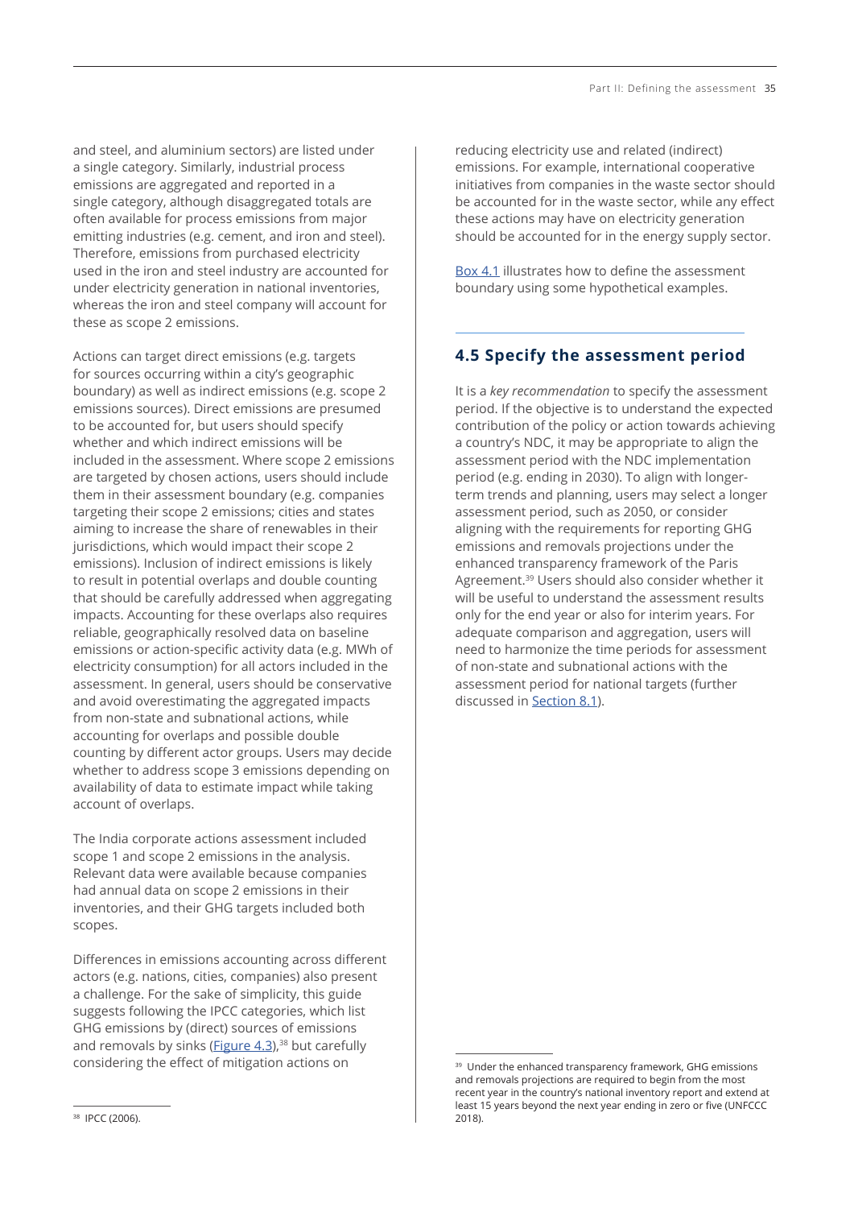and steel, and aluminium sectors) are listed under a single category. Similarly, industrial process emissions are aggregated and reported in a single category, although disaggregated totals are often available for process emissions from major emitting industries (e.g. cement, and iron and steel). Therefore, emissions from purchased electricity used in the iron and steel industry are accounted for under electricity generation in national inventories, whereas the iron and steel company will account for these as scope 2 emissions.

Actions can target direct emissions (e.g. targets for sources occurring within a city's geographic boundary) as well as indirect emissions (e.g. scope 2 emissions sources). Direct emissions are presumed to be accounted for, but users should specify whether and which indirect emissions will be included in the assessment. Where scope 2 emissions are targeted by chosen actions, users should include them in their assessment boundary (e.g. companies targeting their scope 2 emissions; cities and states aiming to increase the share of renewables in their jurisdictions, which would impact their scope 2 emissions). Inclusion of indirect emissions is likely to result in potential overlaps and double counting that should be carefully addressed when aggregating impacts. Accounting for these overlaps also requires reliable, geographically resolved data on baseline emissions or action-specific activity data (e.g. MWh of electricity consumption) for all actors included in the assessment. In general, users should be conservative and avoid overestimating the aggregated impacts from non-state and subnational actions, while accounting for overlaps and possible double counting by different actor groups. Users may decide whether to address scope 3 emissions depending on availability of data to estimate impact while taking account of overlaps.

The India corporate actions assessment included scope 1 and scope 2 emissions in the analysis. Relevant data were available because companies had annual data on scope 2 emissions in their inventories, and their GHG targets included both scopes.

Differences in emissions accounting across different actors (e.g. nations, cities, companies) also present a challenge. For the sake of simplicity, this guide suggests following the IPCC categories, which list GHG emissions by (direct) sources of emissions and removals by sinks (Figure 4.3),[38] but carefully considering the effect of mitigation actions on reducing electricity use and related (indirect) emissions. For example, international cooperative initiatives from companies in the waste sector should be accounted for in the waste sector, while any effect these actions may have on electricity generation should be accounted for in the energy supply sector.

Box 4.1 illustrates how to define the assessment boundary using some hypothetical examples.

## 4.5 Specify the assessment period

It is a *key recommendation* to specify the assessment period. If the objective is to understand the expected contribution of the policy or action towards achieving a country's NDC, it may be appropriate to align the assessment period with the NDC implementation period (e.g. ending in 2030). To align with longer-term trends and planning, users may select a longer assessment period, such as 2050, or consider aligning with the requirements for reporting GHG emissions and removals projections under the enhanced transparency framework of the Paris Agreement.[39] Users should also consider whether it will be useful to understand the assessment results only for the end year or also for interim years. For adequate comparison and aggregation, users will need to harmonize the time periods for assessment of non-state and subnational actions with the assessment period for national targets (further discussed in Section 8.1).

---

[38] IPCC (2006).

[39] Under the enhanced transparency framework, GHG emissions and removals projections are required to begin from the most recent year in the country's national inventory report and extend at least 15 years beyond the next year ending in zero or five (UNFCCC 2018).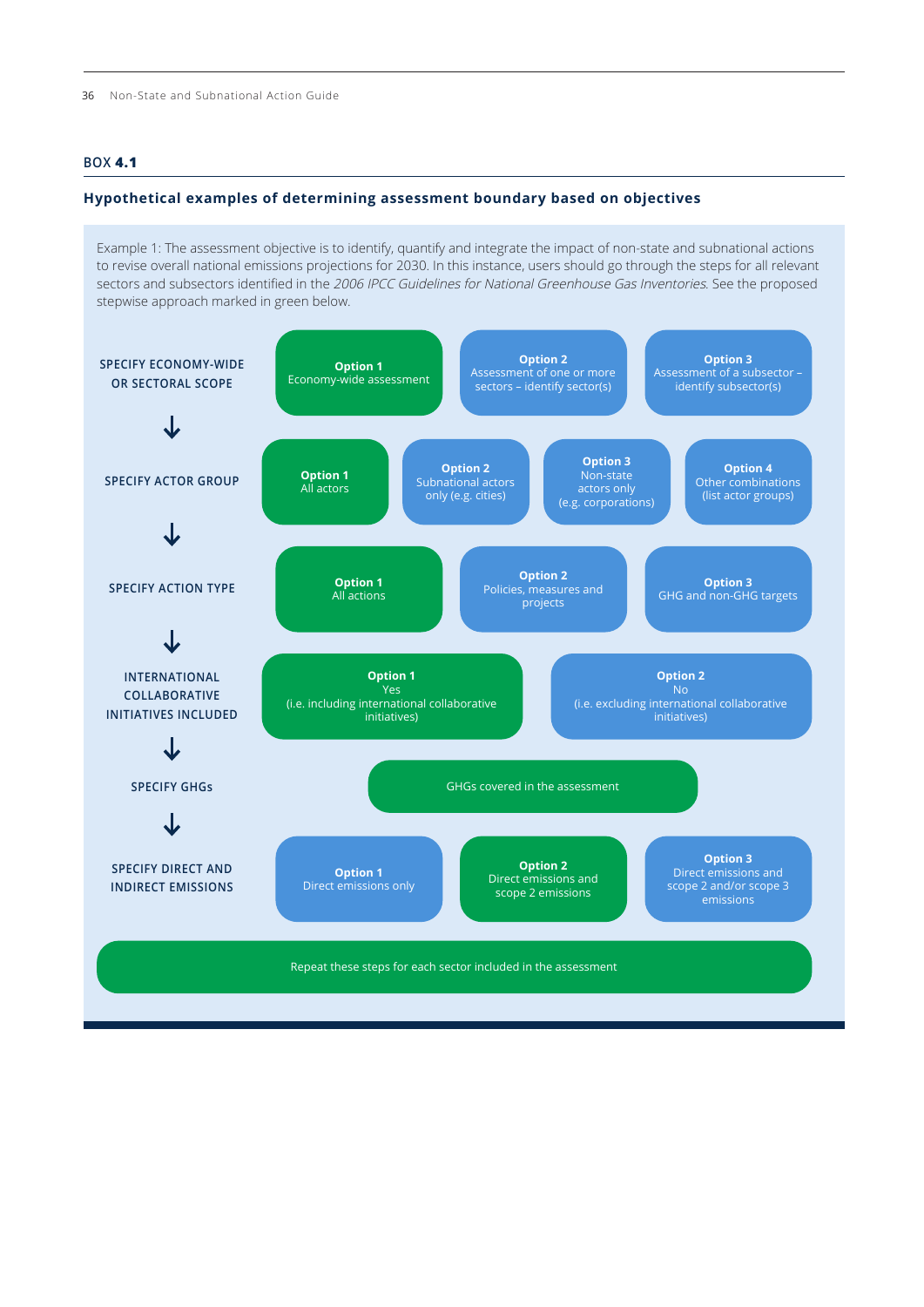## BOX 4.1

### Hypothetical examples of determining assessment boundary based on objectives

Example 1: The assessment objective is to identify, quantify and integrate the impact of non-state and subnational actions to revise overall national emissions projections for 2030. In this instance, users should go through the steps for all relevant sectors and subsectors identified in the *2006 IPCC Guidelines for National Greenhouse Gas Inventories*. See the proposed stepwise approach marked in green below.

**SPECIFY ECONOMY-WIDE OR SECTORAL SCOPE**

- **Option 1** Economy-wide assessment *(marked in green)*
- **Option 2** Assessment of one or more sectors – identify sector(s)
- **Option 3** Assessment of a subsector – identify subsector(s)

↓

**SPECIFY ACTOR GROUP**

- **Option 1** All actors *(marked in green)*
- **Option 2** Subnational actors only (e.g. cities)
- **Option 3** Non-state actors only (e.g. corporations)
- **Option 4** Other combinations (list actor groups)

↓

**SPECIFY ACTION TYPE**

- **Option 1** All actions *(marked in green)*
- **Option 2** Policies, measures and projects
- **Option 3** GHG and non-GHG targets

↓

**INTERNATIONAL COLLABORATIVE INITIATIVES INCLUDED**

- **Option 1** Yes (i.e. including international collaborative initiatives) *(marked in green)*
- **Option 2** No (i.e. excluding international collaborative initiatives)

↓

**SPECIFY GHGs**

- GHGs covered in the assessment *(marked in green)*

↓

**SPECIFY DIRECT AND INDIRECT EMISSIONS**

- **Option 1** Direct emissions only
- **Option 2** Direct emissions and scope 2 emissions *(marked in green)*
- **Option 3** Direct emissions and scope 2 and/or scope 3 emissions

Repeat these steps for each sector included in the assessment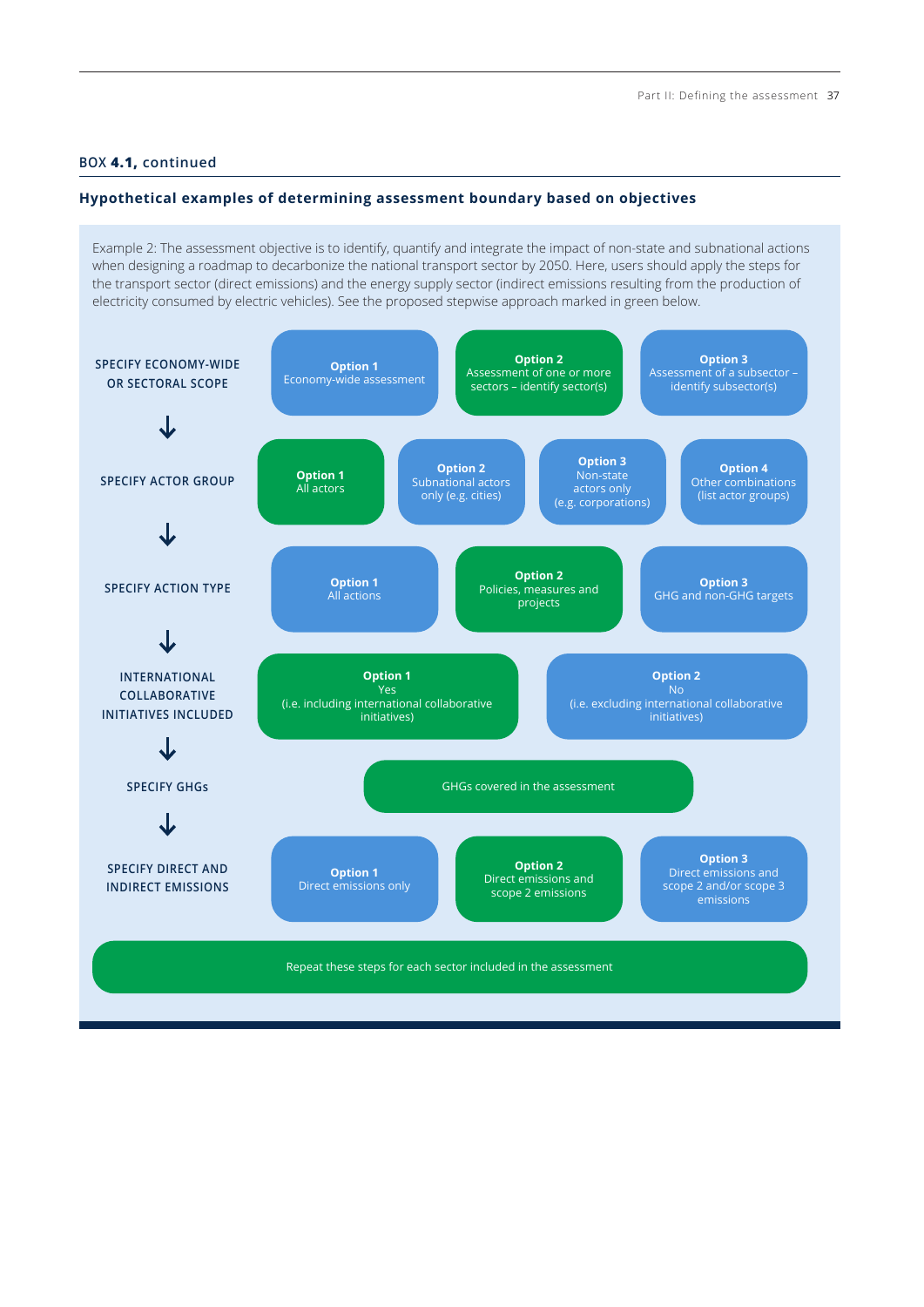BOX **4.1,** continued

### Hypothetical examples of determining assessment boundary based on objectives

Example 2: The assessment objective is to identify, quantify and integrate the impact of non-state and subnational actions when designing a roadmap to decarbonize the national transport sector by 2050. Here, users should apply the steps for the transport sector (direct emissions) and the energy supply sector (indirect emissions resulting from the production of electricity consumed by electric vehicles). See the proposed stepwise approach marked in green below.

**SPECIFY ECONOMY-WIDE OR SECTORAL SCOPE**
- **Option 1** Economy-wide assessment
- **Option 2** Assessment of one or more sectors – identify sector(s) *(selected)*
- **Option 3** Assessment of a subsector – identify subsector(s)

↓

**SPECIFY ACTOR GROUP**
- **Option 1** All actors *(selected)*
- **Option 2** Subnational actors only (e.g. cities)
- **Option 3** Non-state actors only (e.g. corporations)
- **Option 4** Other combinations (list actor groups)

↓

**SPECIFY ACTION TYPE**
- **Option 1** All actions
- **Option 2** Policies, measures and projects *(selected)*
- **Option 3** GHG and non-GHG targets

↓

**INTERNATIONAL COLLABORATIVE INITIATIVES INCLUDED**
- **Option 1** Yes (i.e. including international collaborative initiatives) *(selected)*
- **Option 2** No (i.e. excluding international collaborative initiatives)

↓

**SPECIFY GHGs**
- GHGs covered in the assessment *(selected)*

↓

**SPECIFY DIRECT AND INDIRECT EMISSIONS**
- **Option 1** Direct emissions only
- **Option 2** Direct emissions and scope 2 emissions *(selected)*
- **Option 3** Direct emissions and scope 2 and/or scope 3 emissions

Repeat these steps for each sector included in the assessment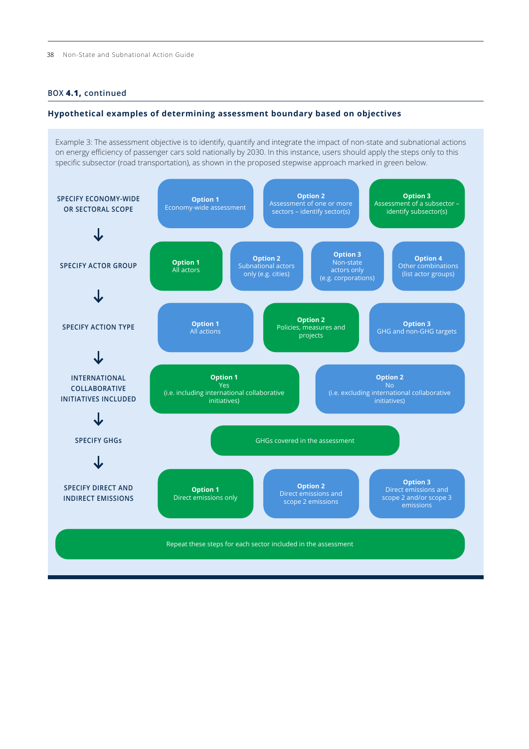BOX **4.1,** continued

### Hypothetical examples of determining assessment boundary based on objectives

Example 3: The assessment objective is to identify, quantify and integrate the impact of non-state and subnational actions on energy efficiency of passenger cars sold nationally by 2030. In this instance, users should apply the steps only to this specific subsector (road transportation), as shown in the proposed stepwise approach marked in green below.

SPECIFY ECONOMY-WIDE OR SECTORAL SCOPE

**Option 1** Economy-wide assessment

**Option 2** Assessment of one or more sectors – identify sector(s)

**Option 3** Assessment of a subsector – identify subsector(s)

SPECIFY ACTOR GROUP

**Option 1** All actors

**Option 2** Subnational actors only (e.g. cities)

**Option 3** Non-state actors only (e.g. corporations)

**Option 4** Other combinations (list actor groups)

SPECIFY ACTION TYPE

**Option 1** All actions

**Option 2** Policies, measures and projects

**Option 3** GHG and non-GHG targets

INTERNATIONAL COLLABORATIVE INITIATIVES INCLUDED

**Option 1** Yes (i.e. including international collaborative initiatives)

**Option 2** No (i.e. excluding international collaborative initiatives)

SPECIFY GHGs

GHGs covered in the assessment

SPECIFY DIRECT AND INDIRECT EMISSIONS

**Option 1** Direct emissions only

**Option 2** Direct emissions and scope 2 emissions

**Option 3** Direct emissions and scope 2 and/or scope 3 emissions

Repeat these steps for each sector included in the assessment